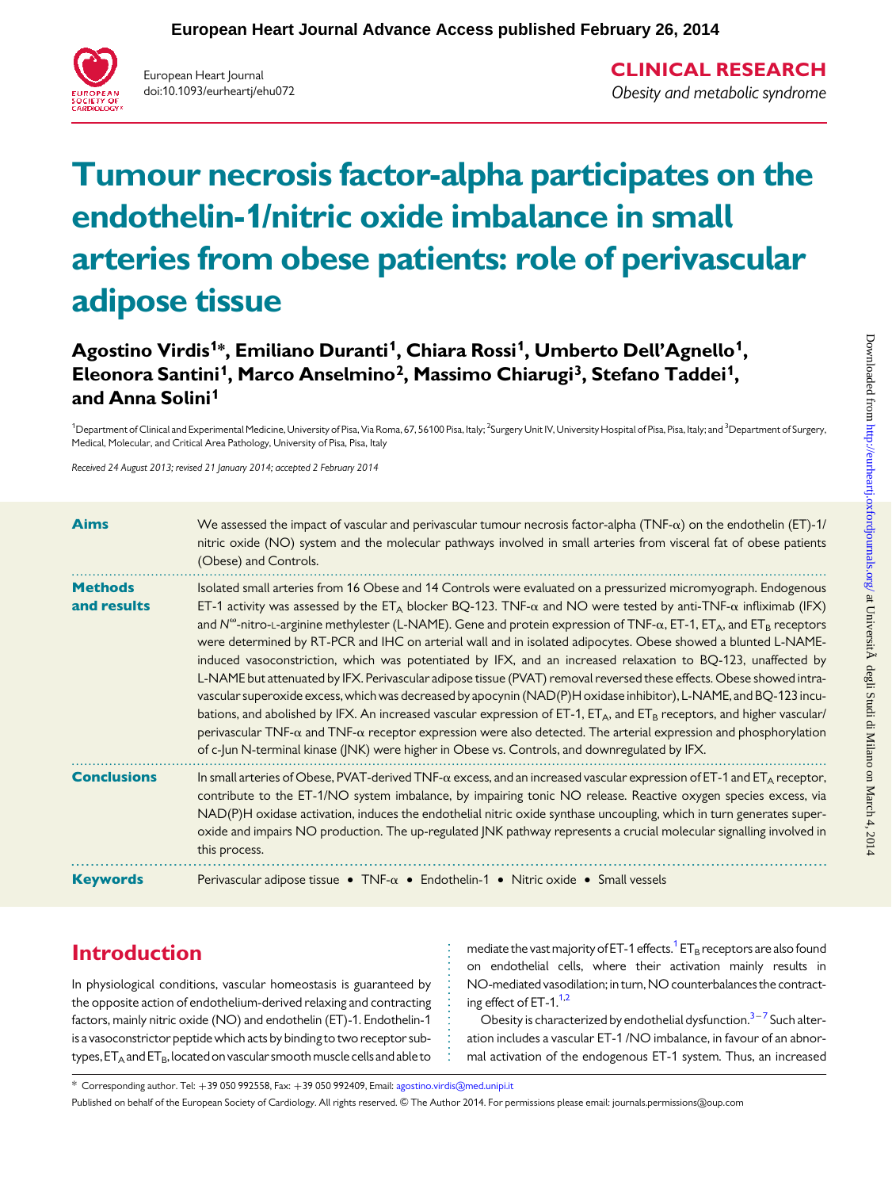European Heart Journal Advance Access published February 26, 2014

European Heart Journal
doi:10.1093/eurheartj/ehu072

**CLINICAL RESEARCH**
*Obesity and metabolic syndrome*

# Tumour necrosis factor-alpha participates on the endothelin-1/nitric oxide imbalance in small arteries from obese patients: role of perivascular adipose tissue

**Agostino Virdis[1]\*, Emiliano Duranti[1], Chiara Rossi[1], Umberto Dell'Agnello[1], Eleonora Santini[1], Marco Anselmino[2], Massimo Chiarugi[3], Stefano Taddei[1], and Anna Solini[1]**

[1]Department of Clinical and Experimental Medicine, University of Pisa, Via Roma, 67, 56100 Pisa, Italy; [2]Surgery Unit IV, University Hospital of Pisa, Pisa, Italy; and [3]Department of Surgery, Medical, Molecular, and Critical Area Pathology, University of Pisa, Pisa, Italy

*Received 24 August 2013; revised 21 January 2014; accepted 2 February 2014*

**Aims**

We assessed the impact of vascular and perivascular tumour necrosis factor-alpha (TNF-α) on the endothelin (ET)-1/nitric oxide (NO) system and the molecular pathways involved in small arteries from visceral fat of obese patients (Obese) and Controls.

**Methods and results**

Isolated small arteries from 16 Obese and 14 Controls were evaluated on a pressurized micromyograph. Endogenous ET-1 activity was assessed by the $ET_A$ blocker BQ-123. TNF-α and NO were tested by anti-TNF-α infliximab (IFX) and $N^{\omega}$-nitro-L-arginine methylester (L-NAME). Gene and protein expression of TNF-α, ET-1, $ET_A$, and $ET_B$ receptors were determined by RT-PCR and IHC on arterial wall and in isolated adipocytes. Obese showed a blunted L-NAME-induced vasoconstriction, which was potentiated by IFX, and an increased relaxation to BQ-123, unaffected by L-NAME but attenuated by IFX. Perivascular adipose tissue (PVAT) removal reversed these effects. Obese showed intravascular superoxide excess, which was decreased by apocynin (NAD(P)H oxidase inhibitor), L-NAME, and BQ-123 incubations, and abolished by IFX. An increased vascular expression of ET-1, $ET_A$, and $ET_B$ receptors, and higher vascular/perivascular TNF-α and TNF-α receptor expression were also detected. The arterial expression and phosphorylation of c-Jun N-terminal kinase (JNK) were higher in Obese vs. Controls, and downregulated by IFX.

**Conclusions**

In small arteries of Obese, PVAT-derived TNF-α excess, and an increased vascular expression of ET-1 and $ET_A$ receptor, contribute to the ET-1/NO system imbalance, by impairing tonic NO release. Reactive oxygen species excess, via NAD(P)H oxidase activation, induces the endothelial nitric oxide synthase uncoupling, which in turn generates superoxide and impairs NO production. The up-regulated JNK pathway represents a crucial molecular signalling involved in this process.

**Keywords**

Perivascular adipose tissue • TNF-α • Endothelin-1 • Nitric oxide • Small vessels

## Introduction

In physiological conditions, vascular homeostasis is guaranteed by the opposite action of endothelium-derived relaxing and contracting factors, mainly nitric oxide (NO) and endothelin (ET)-1. Endothelin-1 is a vasoconstrictor peptide which acts by binding to two receptor subtypes, $ET_A$ and $ET_B$, located on vascular smooth muscle cells and able to mediate the vast majority of ET-1 effects.[1] $ET_B$ receptors are also found on endothelial cells, where their activation mainly results in NO-mediated vasodilation; in turn, NO counterbalances the contracting effect of ET-1.[1,2]

Obesity is characterized by endothelial dysfunction.[3–7] Such alteration includes a vascular ET-1 /NO imbalance, in favour of an abnormal activation of the endogenous ET-1 system. Thus, an increased

\* Corresponding author. Tel: +39 050 992558, Fax: +39 050 992409, Email: agostino.virdis@med.unipi.it

Published on behalf of the European Society of Cardiology. All rights reserved. © The Author 2014. For permissions please email: journals.permissions@oup.com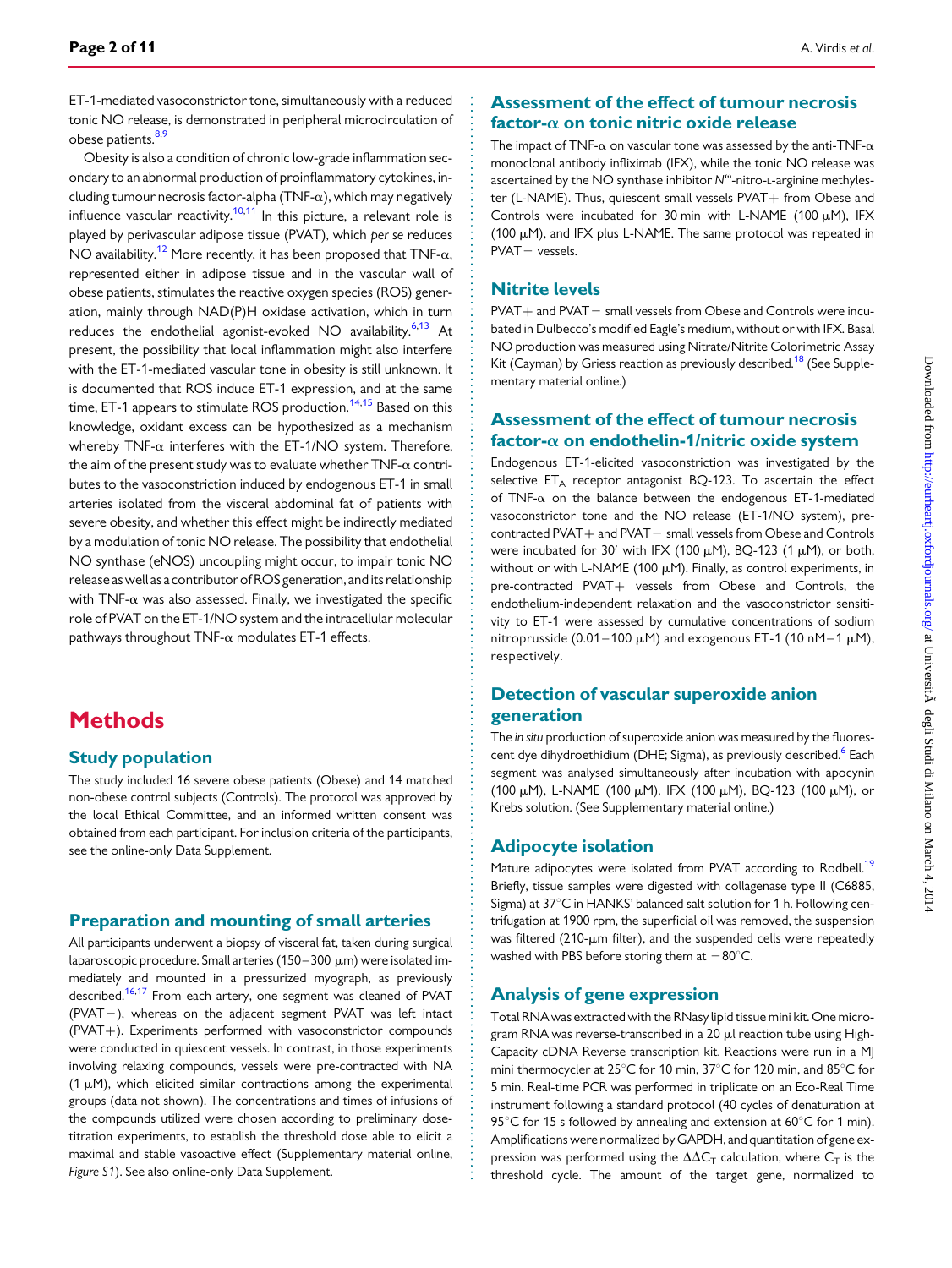ET-1-mediated vasoconstrictor tone, simultaneously with a reduced tonic NO release, is demonstrated in peripheral microcirculation of obese patients.[8,9]

Obesity is also a condition of chronic low-grade inflammation secondary to an abnormal production of proinflammatory cytokines, including tumour necrosis factor-alpha (TNF-α), which may negatively influence vascular reactivity.[10,11] In this picture, a relevant role is played by perivascular adipose tissue (PVAT), which *per se* reduces NO availability.[12] More recently, it has been proposed that TNF-α, represented either in adipose tissue and in the vascular wall of obese patients, stimulates the reactive oxygen species (ROS) generation, mainly through NAD(P)H oxidase activation, which in turn reduces the endothelial agonist-evoked NO availability.[6,13] At present, the possibility that local inflammation might also interfere with the ET-1-mediated vascular tone in obesity is still unknown. It is documented that ROS induce ET-1 expression, and at the same time, ET-1 appears to stimulate ROS production.[14,15] Based on this knowledge, oxidant excess can be hypothesized as a mechanism whereby TNF-α interferes with the ET-1/NO system. Therefore, the aim of the present study was to evaluate whether TNF-α contributes to the vasoconstriction induced by endogenous ET-1 in small arteries isolated from the visceral abdominal fat of patients with severe obesity, and whether this effect might be indirectly mediated by a modulation of tonic NO release. The possibility that endothelial NO synthase (eNOS) uncoupling might occur, to impair tonic NO release as well as a contributor of ROS generation, and its relationship with TNF-α was also assessed. Finally, we investigated the specific role of PVAT on the ET-1/NO system and the intracellular molecular pathways throughout TNF-α modulates ET-1 effects.

# Methods

## Study population

The study included 16 severe obese patients (Obese) and 14 matched non-obese control subjects (Controls). The protocol was approved by the local Ethical Committee, and an informed written consent was obtained from each participant. For inclusion criteria of the participants, see the online-only Data Supplement.

## Preparation and mounting of small arteries

All participants underwent a biopsy of visceral fat, taken during surgical laparoscopic procedure. Small arteries (150–300 μm) were isolated immediately and mounted in a pressurized myograph, as previously described.[16,17] From each artery, one segment was cleaned of PVAT (PVAT−), whereas on the adjacent segment PVAT was left intact (PVAT+). Experiments performed with vasoconstrictor compounds were conducted in quiescent vessels. In contrast, in those experiments involving relaxing compounds, vessels were pre-contracted with NA (1 μM), which elicited similar contractions among the experimental groups (data not shown). The concentrations and times of infusions of the compounds utilized were chosen according to preliminary dose-titration experiments, to establish the threshold dose able to elicit a maximal and stable vasoactive effect (Supplementary material online, *Figure S1*). See also online-only Data Supplement.

## Assessment of the effect of tumour necrosis factor-α on tonic nitric oxide release

The impact of TNF-α on vascular tone was assessed by the anti-TNF-α monoclonal antibody infliximab (IFX), while the tonic NO release was ascertained by the NO synthase inhibitor $N^{\omega}$-nitro-L-arginine methylester (L-NAME). Thus, quiescent small vessels PVAT+ from Obese and Controls were incubated for 30 min with L-NAME (100 μM), IFX (100 μM), and IFX plus L-NAME. The same protocol was repeated in PVAT− vessels.

## Nitrite levels

PVAT+ and PVAT− small vessels from Obese and Controls were incubated in Dulbecco's modified Eagle's medium, without or with IFX. Basal NO production was measured using Nitrate/Nitrite Colorimetric Assay Kit (Cayman) by Griess reaction as previously described.[18] (See Supplementary material online.)

## Assessment of the effect of tumour necrosis factor-α on endothelin-1/nitric oxide system

Endogenous ET-1-elicited vasoconstriction was investigated by the selective $ET_A$ receptor antagonist BQ-123. To ascertain the effect of TNF-α on the balance between the endogenous ET-1-mediated vasoconstrictor tone and the NO release (ET-1/NO system), pre-contracted PVAT+ and PVAT− small vessels from Obese and Controls were incubated for 30′ with IFX (100 μM), BQ-123 (1 μM), or both, without or with L-NAME (100 μM). Finally, as control experiments, in pre-contracted PVAT+ vessels from Obese and Controls, the endothelium-independent relaxation and the vasoconstrictor sensitivity to ET-1 were assessed by cumulative concentrations of sodium nitroprusside (0.01–100 μM) and exogenous ET-1 (10 nM–1 μM), respectively.

## Detection of vascular superoxide anion generation

The *in situ* production of superoxide anion was measured by the fluorescent dye dihydroethidium (DHE; Sigma), as previously described.[6] Each segment was analysed simultaneously after incubation with apocynin (100 μM), L-NAME (100 μM), IFX (100 μM), BQ-123 (100 μM), or Krebs solution. (See Supplementary material online.)

## Adipocyte isolation

Mature adipocytes were isolated from PVAT according to Rodbell.[19] Briefly, tissue samples were digested with collagenase type II (C6885, Sigma) at 37°C in HANKS' balanced salt solution for 1 h. Following centrifugation at 1900 rpm, the superficial oil was removed, the suspension was filtered (210-μm filter), and the suspended cells were repeatedly washed with PBS before storing them at −80°C.

## Analysis of gene expression

Total RNA was extracted with the RNasy lipid tissue mini kit. One microgram RNA was reverse-transcribed in a 20 μl reaction tube using High-Capacity cDNA Reverse transcription kit. Reactions were run in a MJ mini thermocycler at 25°C for 10 min, 37°C for 120 min, and 85°C for 5 min. Real-time PCR was performed in triplicate on an Eco-Real Time instrument following a standard protocol (40 cycles of denaturation at 95°C for 15 s followed by annealing and extension at 60°C for 1 min). Amplifications were normalized by GAPDH, and quantitation of gene expression was performed using the $\Delta\Delta C_T$ calculation, where $C_T$ is the threshold cycle. The amount of the target gene, normalized to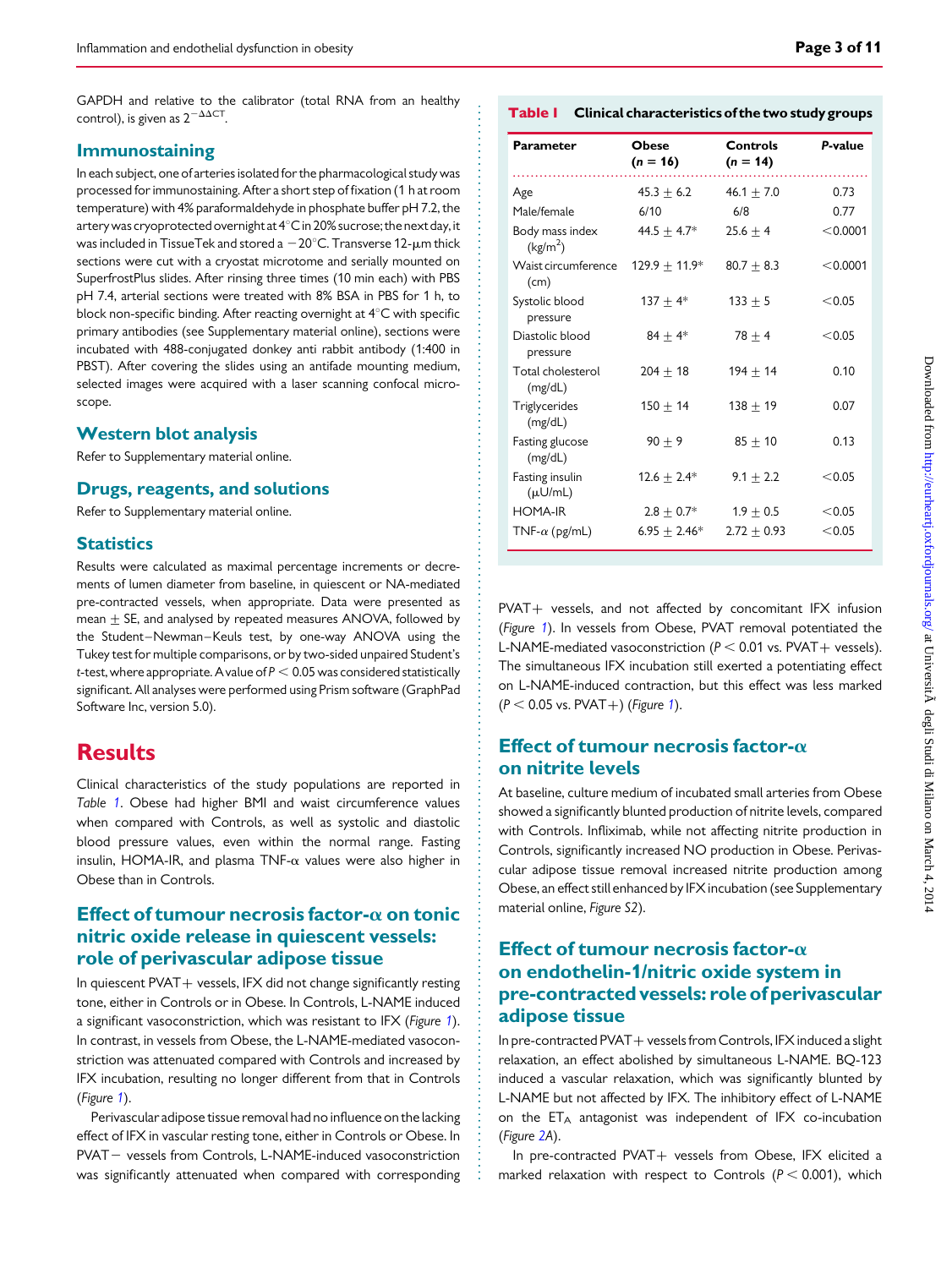GAPDH and relative to the calibrator (total RNA from an healthy control), is given as $2^{-\Delta\Delta CT}$.

## Immunostaining

In each subject, one of arteries isolated for the pharmacological study was processed for immunostaining. After a short step of fixation (1 h at room temperature) with 4% paraformaldehyde in phosphate buffer pH 7.2, the artery was cryoprotected overnight at 4°C in 20% sucrose; the next day, it was included in TissueTek and stored a −20°C. Transverse 12-μm thick sections were cut with a cryostat microtome and serially mounted on SuperfrostPlus slides. After rinsing three times (10 min each) with PBS pH 7.4, arterial sections were treated with 8% BSA in PBS for 1 h, to block non-specific binding. After reacting overnight at 4°C with specific primary antibodies (see Supplementary material online), sections were incubated with 488-conjugated donkey anti rabbit antibody (1:400 in PBST). After covering the slides using an antifade mounting medium, selected images were acquired with a laser scanning confocal microscope.

## Western blot analysis

Refer to Supplementary material online.

## Drugs, reagents, and solutions

Refer to Supplementary material online.

## Statistics

Results were calculated as maximal percentage increments or decrements of lumen diameter from baseline, in quiescent or NA-mediated pre-contracted vessels, when appropriate. Data were presented as mean ± SE, and analysed by repeated measures ANOVA, followed by the Student–Newman–Keuls test, by one-way ANOVA using the Tukey test for multiple comparisons, or by two-sided unpaired Student's *t*-test, where appropriate. A value of $P < 0.05$ was considered statistically significant. All analyses were performed using Prism software (GraphPad Software Inc, version 5.0).

# Results

Clinical characteristics of the study populations are reported in *Table 1*. Obese had higher BMI and waist circumference values when compared with Controls, as well as systolic and diastolic blood pressure values, even within the normal range. Fasting insulin, HOMA-IR, and plasma TNF-α values were also higher in Obese than in Controls.

**Table 1 Clinical characteristics of the two study groups**

| Parameter | Obese ($n$ = 16) | Controls ($n$ = 14) | $P$-value |
|---|---|---|---|
| Age | 45.3 ± 6.2 | 46.1 ± 7.0 | 0.73 |
| Male/female | 6/10 | 6/8 | 0.77 |
| Body mass index (kg/m$^2$) | 44.5 ± 4.7* | 25.6 ± 4 | <0.0001 |
| Waist circumference (cm) | 129.9 ± 11.9* | 80.7 ± 8.3 | <0.0001 |
| Systolic blood pressure | 137 ± 4* | 133 ± 5 | <0.05 |
| Diastolic blood pressure | 84 ± 4* | 78 ± 4 | <0.05 |
| Total cholesterol (mg/dL) | 204 ± 18 | 194 ± 14 | 0.10 |
| Triglycerides (mg/dL) | 150 ± 14 | 138 ± 19 | 0.07 |
| Fasting glucose (mg/dL) | 90 ± 9 | 85 ± 10 | 0.13 |
| Fasting insulin (μU/mL) | 12.6 ± 2.4* | 9.1 ± 2.2 | <0.05 |
| HOMA-IR | 2.8 ± 0.7* | 1.9 ± 0.5 | <0.05 |
| TNF-α (pg/mL) | 6.95 ± 2.46* | 2.72 ± 0.93 | <0.05 |

## Effect of tumour necrosis factor-α on tonic nitric oxide release in quiescent vessels: role of perivascular adipose tissue

In quiescent PVAT+ vessels, IFX did not change significantly resting tone, either in Controls or in Obese. In Controls, L-NAME induced a significant vasoconstriction, which was resistant to IFX (*Figure 1*). In contrast, in vessels from Obese, the L-NAME-mediated vasoconstriction was attenuated compared with Controls and increased by IFX incubation, resulting no longer different from that in Controls (*Figure 1*).

Perivascular adipose tissue removal had no influence on the lacking effect of IFX in vascular resting tone, either in Controls or Obese. In PVAT− vessels from Controls, L-NAME-induced vasoconstriction was significantly attenuated when compared with corresponding PVAT+ vessels, and not affected by concomitant IFX infusion (*Figure 1*). In vessels from Obese, PVAT removal potentiated the L-NAME-mediated vasoconstriction ($P < 0.01$ vs. PVAT+ vessels). The simultaneous IFX incubation still exerted a potentiating effect on L-NAME-induced contraction, but this effect was less marked ($P < 0.05$ vs. PVAT+) (*Figure 1*).

## Effect of tumour necrosis factor-α on nitrite levels

At baseline, culture medium of incubated small arteries from Obese showed a significantly blunted production of nitrite levels, compared with Controls. Infliximab, while not affecting nitrite production in Controls, significantly increased NO production in Obese. Perivascular adipose tissue removal increased nitrite production among Obese, an effect still enhanced by IFX incubation (see Supplementary material online, *Figure S2*).

## Effect of tumour necrosis factor-α on endothelin-1/nitric oxide system in pre-contracted vessels: role of perivascular adipose tissue

In pre-contracted PVAT+ vessels from Controls, IFX induced a slight relaxation, an effect abolished by simultaneous L-NAME. BQ-123 induced a vascular relaxation, which was significantly blunted by L-NAME but not affected by IFX. The inhibitory effect of L-NAME on the $ET_A$ antagonist was independent of IFX co-incubation (*Figure 2A*).

In pre-contracted PVAT+ vessels from Obese, IFX elicited a marked relaxation with respect to Controls ($P < 0.001$), which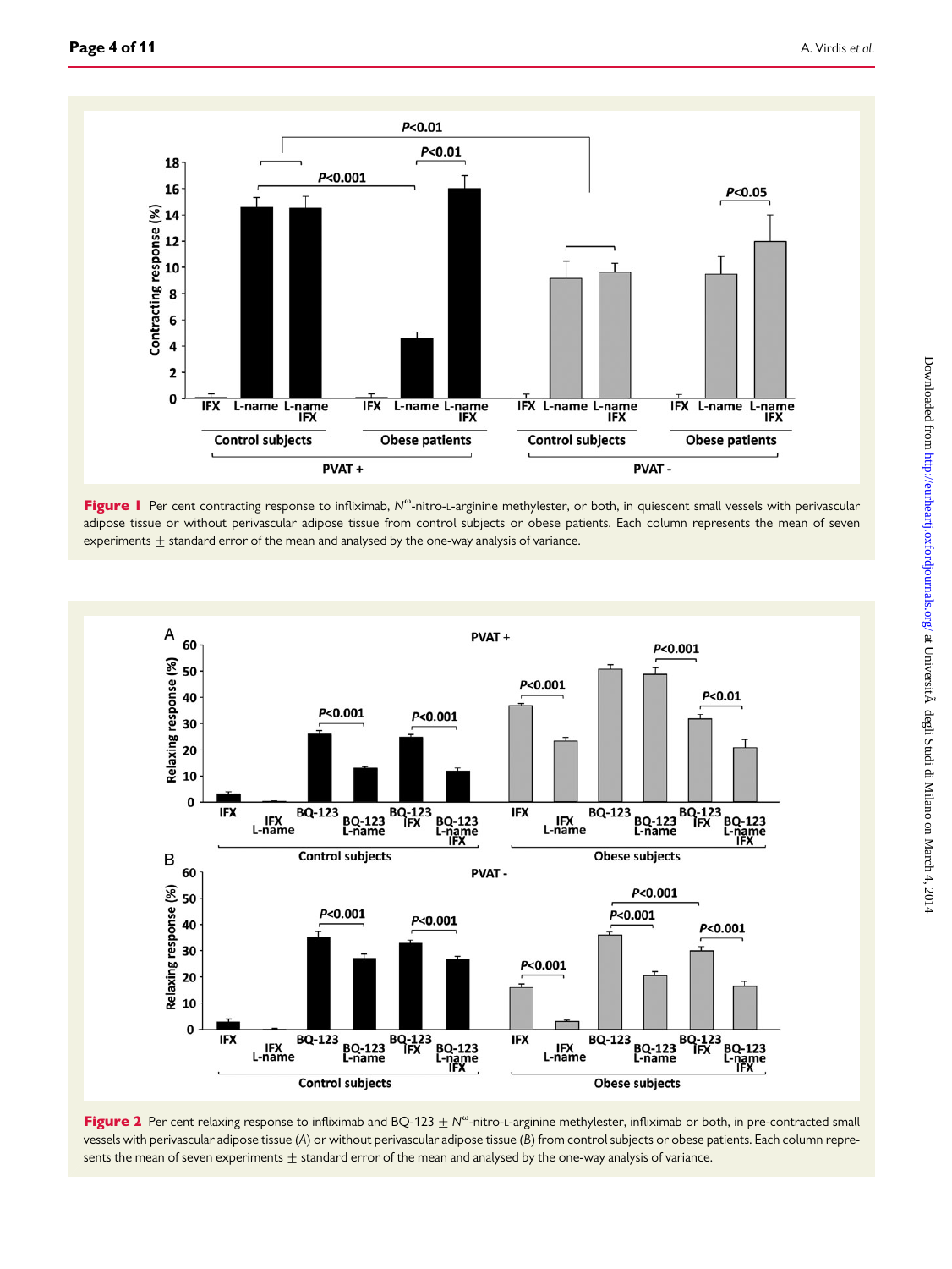**Figure 1** Per cent contracting response to infliximab, $N^{\omega}$-nitro-L-arginine methylester, or both, in quiescent small vessels with perivascular adipose tissue or without perivascular adipose tissue from control subjects or obese patients. Each column represents the mean of seven experiments ± standard error of the mean and analysed by the one-way analysis of variance.

**Figure 2** Per cent relaxing response to infliximab and BQ-123 ± $N^{\omega}$-nitro-L-arginine methylester, infliximab or both, in pre-contracted small vessels with perivascular adipose tissue (*A*) or without perivascular adipose tissue (*B*) from control subjects or obese patients. Each column represents the mean of seven experiments ± standard error of the mean and analysed by the one-way analysis of variance.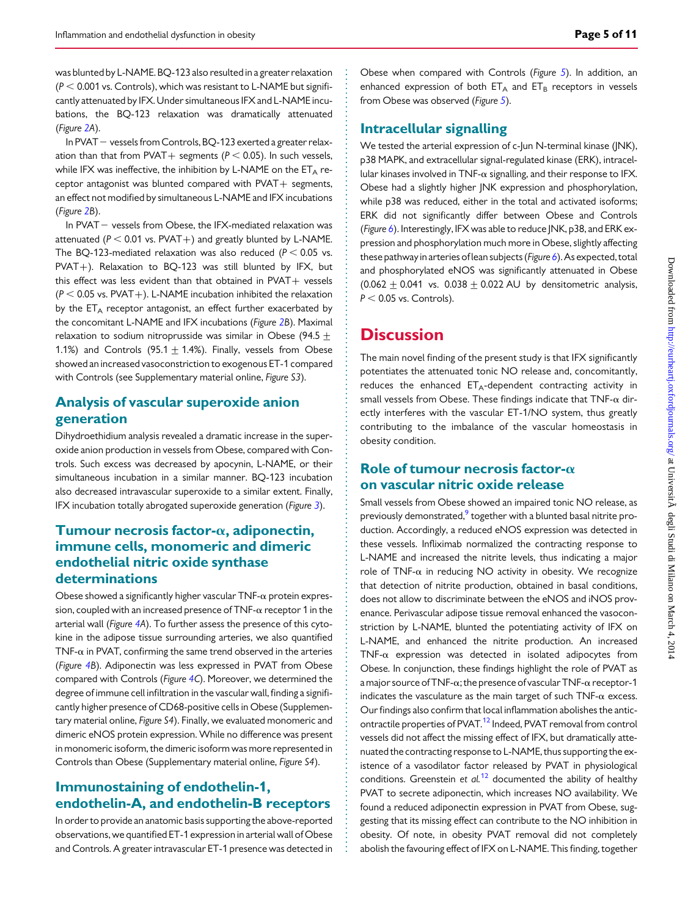was blunted by L-NAME. BQ-123 also resulted in a greater relaxation ($P < 0.001$ vs. Controls), which was resistant to L-NAME but significantly attenuated by IFX. Under simultaneous IFX and L-NAME incubations, the BQ-123 relaxation was dramatically attenuated (*Figure 2A*).

In PVAT− vessels from Controls, BQ-123 exerted a greater relaxation than that from PVAT+ segments ($P < 0.05$). In such vessels, while IFX was ineffective, the inhibition by L-NAME on the $ET_A$ receptor antagonist was blunted compared with PVAT+ segments, an effect not modified by simultaneous L-NAME and IFX incubations (*Figure 2B*).

In PVAT− vessels from Obese, the IFX-mediated relaxation was attenuated ($P < 0.01$ vs. PVAT+) and greatly blunted by L-NAME. The BQ-123-mediated relaxation was also reduced ($P < 0.05$ vs. PVAT+). Relaxation to BQ-123 was still blunted by IFX, but this effect was less evident than that obtained in PVAT+ vessels ($P < 0.05$ vs. PVAT+). L-NAME incubation inhibited the relaxation by the $ET_A$ receptor antagonist, an effect further exacerbated by the concomitant L-NAME and IFX incubations (*Figure 2B*). Maximal relaxation to sodium nitroprusside was similar in Obese (94.5 ± 1.1%) and Controls (95.1 ± 1.4%). Finally, vessels from Obese showed an increased vasoconstriction to exogenous ET-1 compared with Controls (see Supplementary material online, *Figure S3*).

## Analysis of vascular superoxide anion generation

Dihydroethidium analysis revealed a dramatic increase in the superoxide anion production in vessels from Obese, compared with Controls. Such excess was decreased by apocynin, L-NAME, or their simultaneous incubation in a similar manner. BQ-123 incubation also decreased intravascular superoxide to a similar extent. Finally, IFX incubation totally abrogated superoxide generation (*Figure 3*).

## Tumour necrosis factor-α, adiponectin, immune cells, monomeric and dimeric endothelial nitric oxide synthase determinations

Obese showed a significantly higher vascular TNF-α protein expression, coupled with an increased presence of TNF-α receptor 1 in the arterial wall (*Figure 4A*). To further assess the presence of this cytokine in the adipose tissue surrounding arteries, we also quantified TNF-α in PVAT, confirming the same trend observed in the arteries (*Figure 4B*). Adiponectin was less expressed in PVAT from Obese compared with Controls (*Figure 4C*). Moreover, we determined the degree of immune cell infiltration in the vascular wall, finding a significantly higher presence of CD68-positive cells in Obese (Supplementary material online, *Figure S4*). Finally, we evaluated monomeric and dimeric eNOS protein expression. While no difference was present in monomeric isoform, the dimeric isoform was more represented in Controls than Obese (Supplementary material online, *Figure S4*).

## Immunostaining of endothelin-1, endothelin-A, and endothelin-B receptors

In order to provide an anatomic basis supporting the above-reported observations, we quantified ET-1 expression in arterial wall of Obese and Controls. A greater intravascular ET-1 presence was detected in Obese when compared with Controls (*Figure 5*). In addition, an enhanced expression of both $ET_A$ and $ET_B$ receptors in vessels from Obese was observed (*Figure 5*).

## Intracellular signalling

We tested the arterial expression of c-Jun N-terminal kinase (JNK), p38 MAPK, and extracellular signal-regulated kinase (ERK), intracellular kinases involved in TNF-α signalling, and their response to IFX. Obese had a slightly higher JNK expression and phosphorylation, while p38 was reduced, either in the total and activated isoforms; ERK did not significantly differ between Obese and Controls (*Figure 6*). Interestingly, IFX was able to reduce JNK, p38, and ERK expression and phosphorylation much more in Obese, slightly affecting these pathway in arteries of lean subjects (*Figure 6*). As expected, total and phosphorylated eNOS was significantly attenuated in Obese (0.062 ± 0.041 vs. 0.038 ± 0.022 AU by densitometric analysis, $P < 0.05$ vs. Controls).

# Discussion

The main novel finding of the present study is that IFX significantly potentiates the attenuated tonic NO release and, concomitantly, reduces the enhanced $ET_A$-dependent contracting activity in small vessels from Obese. These findings indicate that TNF-α directly interferes with the vascular ET-1/NO system, thus greatly contributing to the imbalance of the vascular homeostasis in obesity condition.

## Role of tumour necrosis factor-α on vascular nitric oxide release

Small vessels from Obese showed an impaired tonic NO release, as previously demonstrated,[9] together with a blunted basal nitrite production. Accordingly, a reduced eNOS expression was detected in these vessels. Infliximab normalized the contracting response to L-NAME and increased the nitrite levels, thus indicating a major role of TNF-α in reducing NO activity in obesity. We recognize that detection of nitrite production, obtained in basal conditions, does not allow to discriminate between the eNOS and iNOS provenance. Perivascular adipose tissue removal enhanced the vasoconstriction by L-NAME, blunted the potentiating activity of IFX on L-NAME, and enhanced the nitrite production. An increased TNF-α expression was detected in isolated adipocytes from Obese. In conjunction, these findings highlight the role of PVAT as a major source of TNF-α; the presence of vascular TNF-α receptor-1 indicates the vasculature as the main target of such TNF-α excess. Our findings also confirm that local inflammation abolishes the anticontractile properties of PVAT.[12] Indeed, PVAT removal from control vessels did not affect the missing effect of IFX, but dramatically attenuated the contracting response to L-NAME, thus supporting the existence of a vasodilator factor released by PVAT in physiological conditions. Greenstein *et al.*[12] documented the ability of healthy PVAT to secrete adiponectin, which increases NO availability. We found a reduced adiponectin expression in PVAT from Obese, suggesting that its missing effect can contribute to the NO inhibition in obesity. Of note, in obesity PVAT removal did not completely abolish the favouring effect of IFX on L-NAME. This finding, together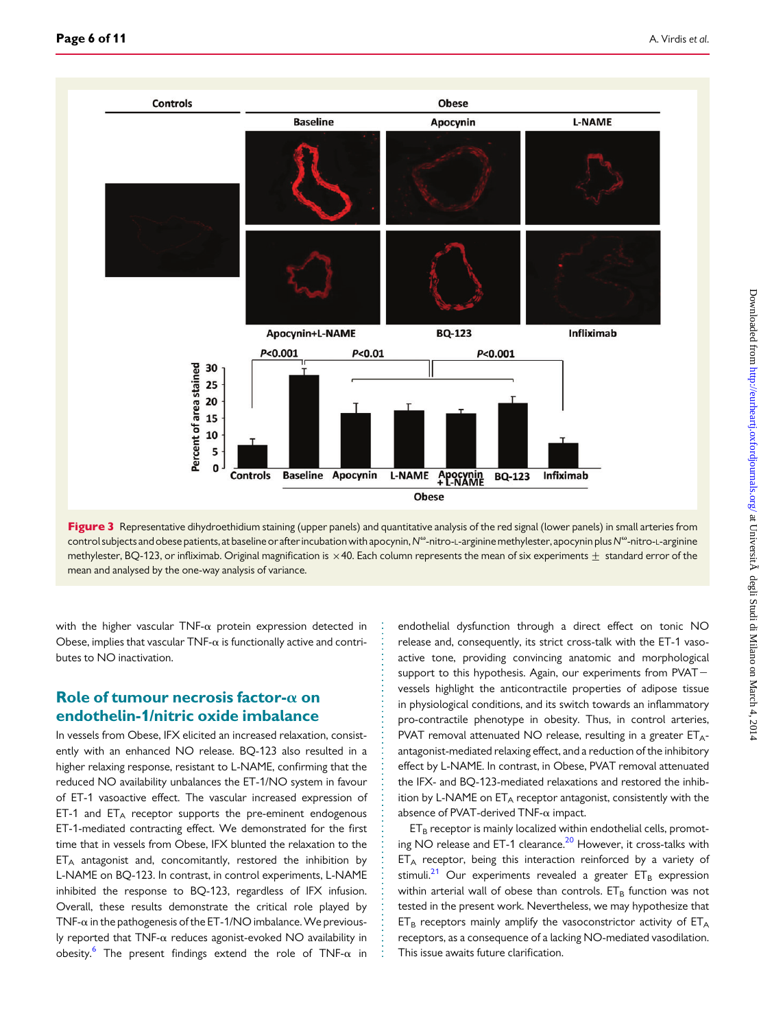**Figure 3** Representative dihydroethidium staining (upper panels) and quantitative analysis of the red signal (lower panels) in small arteries from control subjects and obese patients, at baseline or after incubation with apocynin, $N^{\omega}$-nitro-L-arginine methylester, apocynin plus $N^{\omega}$-nitro-L-arginine methylester, BQ-123, or infliximab. Original magnification is ×40. Each column represents the mean of six experiments ± standard error of the mean and analysed by the one-way analysis of variance.

with the higher vascular TNF-α protein expression detected in Obese, implies that vascular TNF-α is functionally active and contributes to NO inactivation.

## Role of tumour necrosis factor-α on endothelin-1/nitric oxide imbalance

In vessels from Obese, IFX elicited an increased relaxation, consistently with an enhanced NO release. BQ-123 also resulted in a higher relaxing response, resistant to L-NAME, confirming that the reduced NO availability unbalances the ET-1/NO system in favour of ET-1 vasoactive effect. The vascular increased expression of ET-1 and $ET_A$ receptor supports the pre-eminent endogenous ET-1-mediated contracting effect. We demonstrated for the first time that in vessels from Obese, IFX blunted the relaxation to the $ET_A$ antagonist and, concomitantly, restored the inhibition by L-NAME on BQ-123. In contrast, in control experiments, L-NAME inhibited the response to BQ-123, regardless of IFX infusion. Overall, these results demonstrate the critical role played by TNF-α in the pathogenesis of the ET-1/NO imbalance. We previously reported that TNF-α reduces agonist-evoked NO availability in obesity.[6] The present findings extend the role of TNF-α in endothelial dysfunction through a direct effect on tonic NO release and, consequently, its strict cross-talk with the ET-1 vasoactive tone, providing convincing anatomic and morphological support to this hypothesis. Again, our experiments from PVAT− vessels highlight the anticontractile properties of adipose tissue in physiological conditions, and its switch towards an inflammatory pro-contractile phenotype in obesity. Thus, in control arteries, PVAT removal attenuated NO release, resulting in a greater $ET_A$-antagonist-mediated relaxing effect, and a reduction of the inhibitory effect by L-NAME. In contrast, in Obese, PVAT removal attenuated the IFX- and BQ-123-mediated relaxations and restored the inhibition by L-NAME on $ET_A$ receptor antagonist, consistently with the absence of PVAT-derived TNF-α impact.

$ET_B$ receptor is mainly localized within endothelial cells, promoting NO release and ET-1 clearance.[20] However, it cross-talks with $ET_A$ receptor, being this interaction reinforced by a variety of stimuli.[21] Our experiments revealed a greater $ET_B$ expression within arterial wall of obese than controls. $ET_B$ function was not tested in the present work. Nevertheless, we may hypothesize that $ET_B$ receptors mainly amplify the vasoconstrictor activity of $ET_A$ receptors, as a consequence of a lacking NO-mediated vasodilation. This issue awaits future clarification.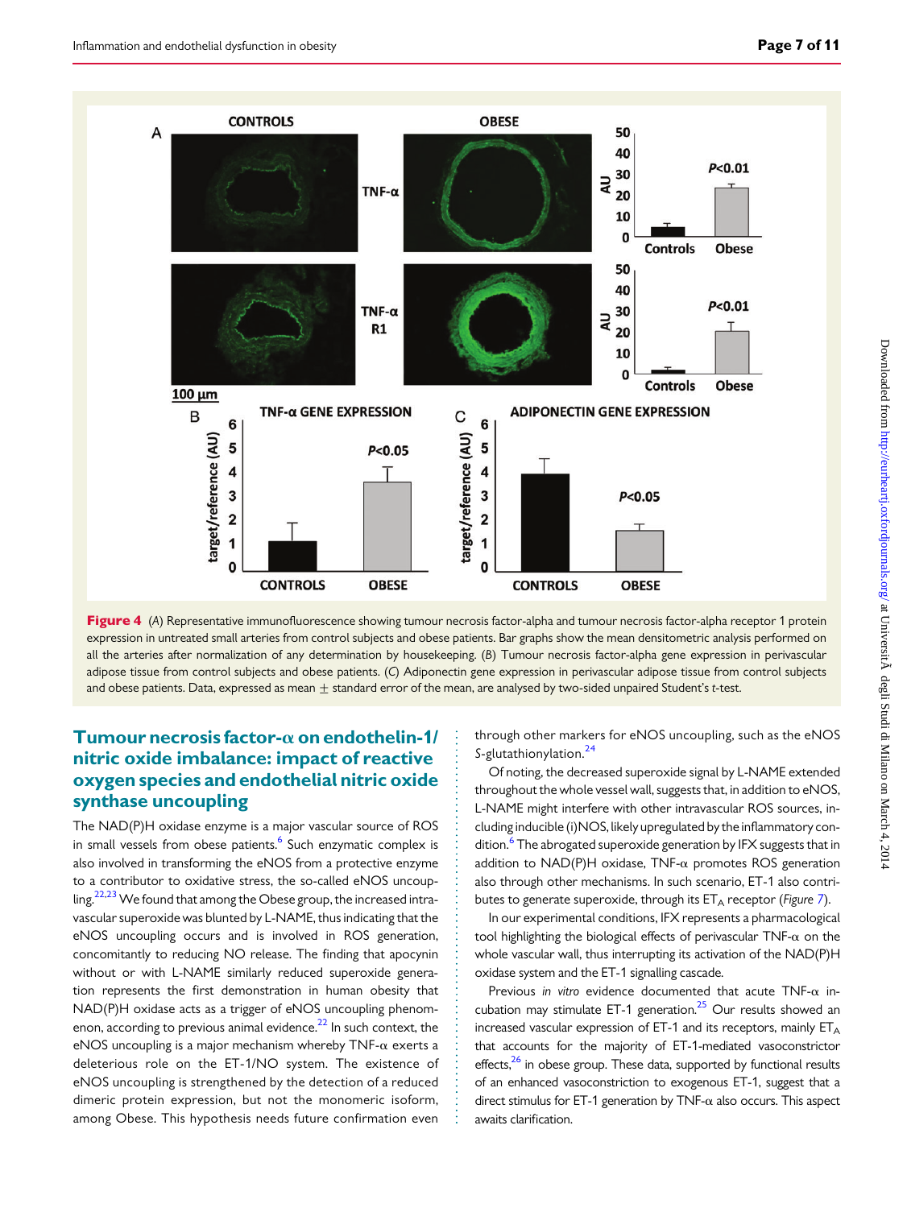**Figure 4** (*A*) Representative immunofluorescence showing tumour necrosis factor-alpha and tumour necrosis factor-alpha receptor 1 protein expression in untreated small arteries from control subjects and obese patients. Bar graphs show the mean densitometric analysis performed on all the arteries after normalization of any determination by housekeeping. (*B*) Tumour necrosis factor-alpha gene expression in perivascular adipose tissue from control subjects and obese patients. (*C*) Adiponectin gene expression in perivascular adipose tissue from control subjects and obese patients. Data, expressed as mean ± standard error of the mean, are analysed by two-sided unpaired Student's *t*-test.

## Tumour necrosis factor-α on endothelin-1/nitric oxide imbalance: impact of reactive oxygen species and endothelial nitric oxide synthase uncoupling

The NAD(P)H oxidase enzyme is a major vascular source of ROS in small vessels from obese patients.[6] Such enzymatic complex is also involved in transforming the eNOS from a protective enzyme to a contributor to oxidative stress, the so-called eNOS uncoupling.[22,23] We found that among the Obese group, the increased intravascular superoxide was blunted by L-NAME, thus indicating that the eNOS uncoupling occurs and is involved in ROS generation, concomitantly to reducing NO release. The finding that apocynin without or with L-NAME similarly reduced superoxide generation represents the first demonstration in human obesity that NAD(P)H oxidase acts as a trigger of eNOS uncoupling phenomenon, according to previous animal evidence.[22] In such context, the eNOS uncoupling is a major mechanism whereby TNF-α exerts a deleterious role on the ET-1/NO system. The existence of eNOS uncoupling is strengthened by the detection of a reduced dimeric protein expression, but not the monomeric isoform, among Obese. This hypothesis needs future confirmation even through other markers for eNOS uncoupling, such as the eNOS *S*-glutathionylation.[24]

Of noting, the decreased superoxide signal by L-NAME extended throughout the whole vessel wall, suggests that, in addition to eNOS, L-NAME might interfere with other intravascular ROS sources, including inducible (i)NOS, likely upregulated by the inflammatory condition.[6] The abrogated superoxide generation by IFX suggests that in addition to NAD(P)H oxidase, TNF-α promotes ROS generation also through other mechanisms. In such scenario, ET-1 also contributes to generate superoxide, through its $ET_A$ receptor (*Figure 7*).

In our experimental conditions, IFX represents a pharmacological tool highlighting the biological effects of perivascular TNF-α on the whole vascular wall, thus interrupting its activation of the NAD(P)H oxidase system and the ET-1 signalling cascade.

Previous *in vitro* evidence documented that acute TNF-α incubation may stimulate ET-1 generation.[25] Our results showed an increased vascular expression of ET-1 and its receptors, mainly $ET_A$ that accounts for the majority of ET-1-mediated vasoconstrictor effects,[26] in obese group. These data, supported by functional results of an enhanced vasoconstriction to exogenous ET-1, suggest that a direct stimulus for ET-1 generation by TNF-α also occurs. This aspect awaits clarification.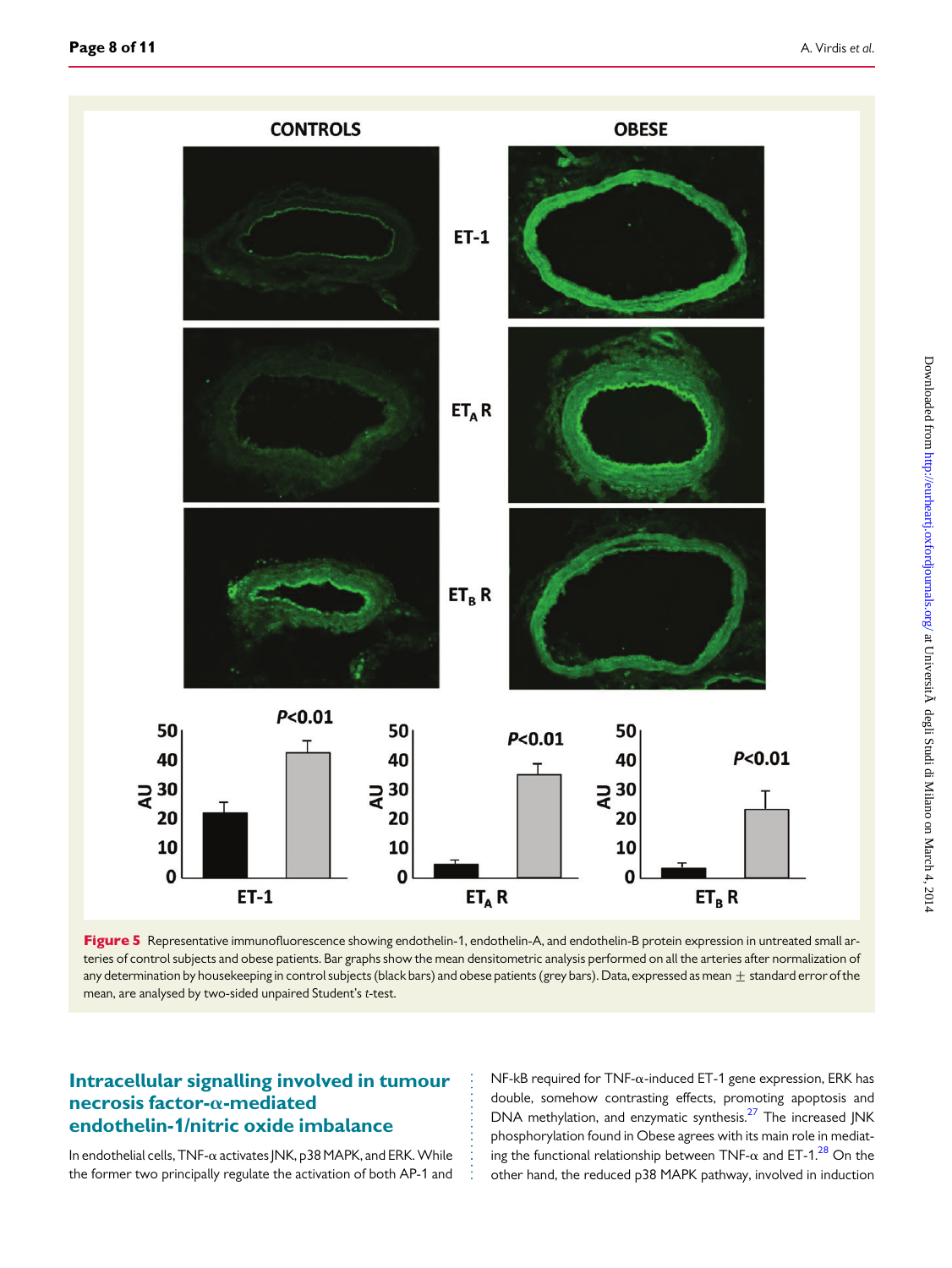**Figure 5** Representative immunofluorescence showing endothelin-1, endothelin-A, and endothelin-B protein expression in untreated small arteries of control subjects and obese patients. Bar graphs show the mean densitometric analysis performed on all the arteries after normalization of any determination by housekeeping in control subjects (black bars) and obese patients (grey bars). Data, expressed as mean ± standard error of the mean, are analysed by two-sided unpaired Student's *t*-test.

## Intracellular signalling involved in tumour necrosis factor-α-mediated endothelin-1/nitric oxide imbalance

In endothelial cells, TNF-α activates JNK, p38 MAPK, and ERK. While the former two principally regulate the activation of both AP-1 and NF-kB required for TNF-α-induced ET-1 gene expression, ERK has double, somehow contrasting effects, promoting apoptosis and DNA methylation, and enzymatic synthesis.[27] The increased JNK phosphorylation found in Obese agrees with its main role in mediating the functional relationship between TNF-α and ET-1.[28] On the other hand, the reduced p38 MAPK pathway, involved in induction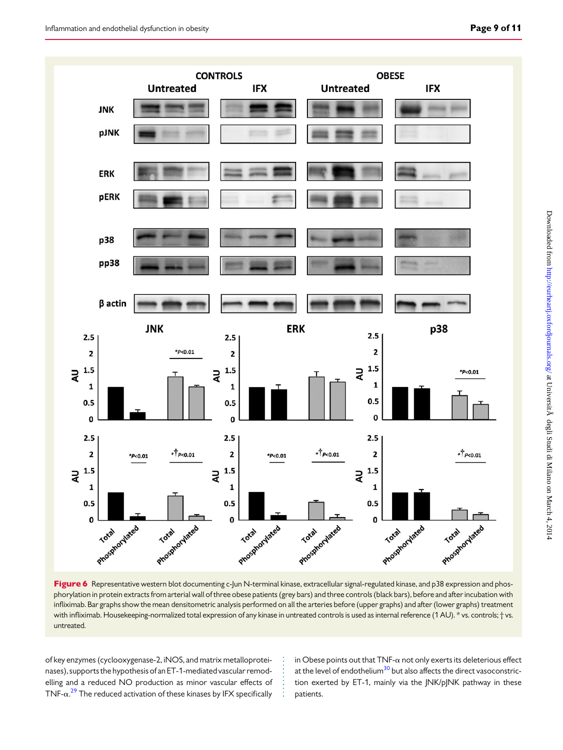**Figure 6** Representative western blot documenting c-Jun N-terminal kinase, extracellular signal-regulated kinase, and p38 expression and phosphorylation in protein extracts from arterial wall of three obese patients (grey bars) and three controls (black bars), before and after incubation with infliximab. Bar graphs show the mean densitometric analysis performed on all the arteries before (upper graphs) and after (lower graphs) treatment with infliximab. Housekeeping-normalized total expression of any kinase in untreated controls is used as internal reference (1 AU). * vs. controls; † vs. untreated.

of key enzymes (cyclooxygenase-2, iNOS, and matrix metalloproteinases), supports the hypothesis of an ET-1-mediated vascular remodelling and a reduced NO production as minor vascular effects of TNF-α.[29] The reduced activation of these kinases by IFX specifically in Obese points out that TNF-α not only exerts its deleterious effect at the level of endothelium[30] but also affects the direct vasoconstriction exerted by ET-1, mainly via the JNK/pJNK pathway in these patients.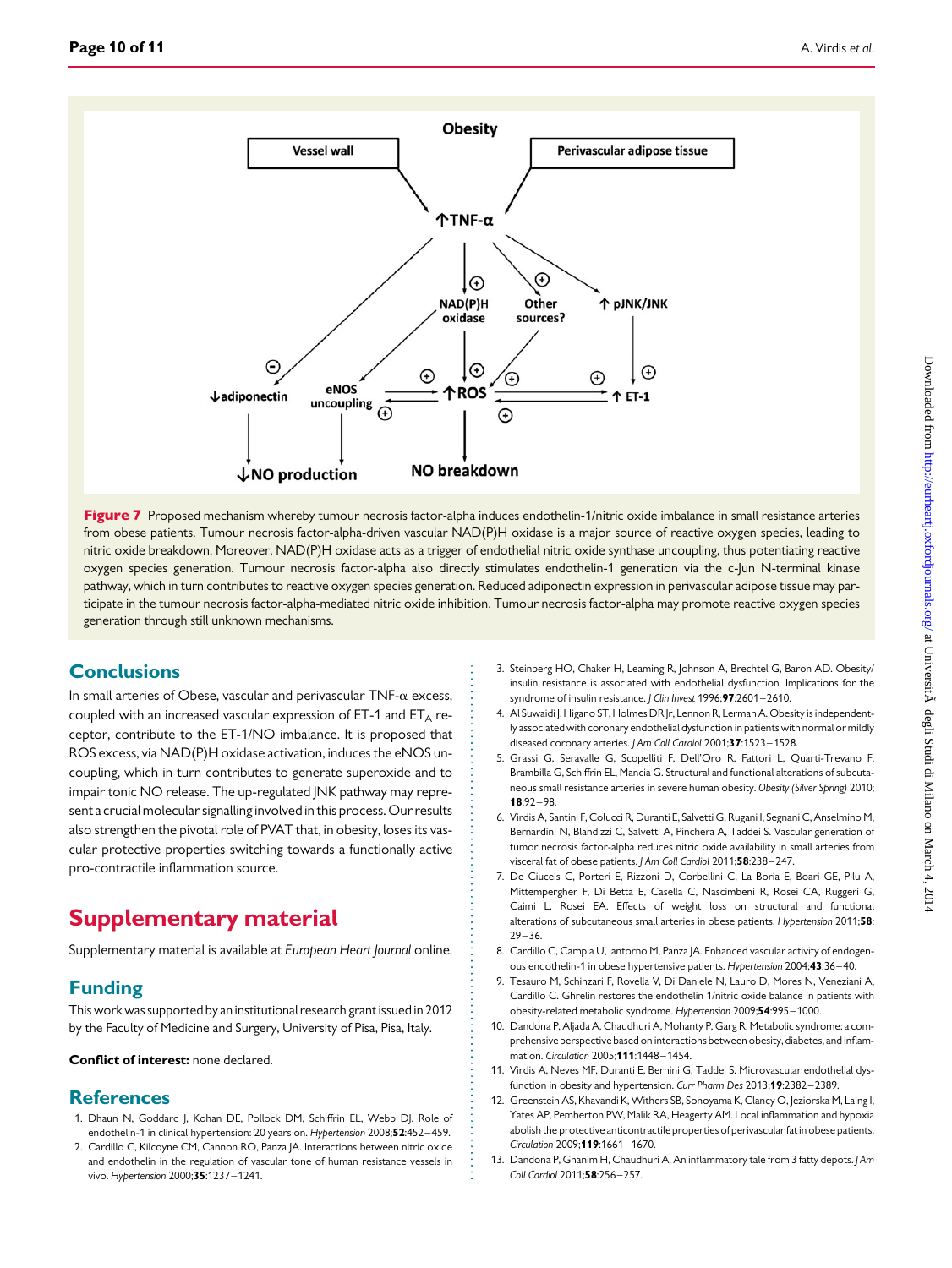**Figure 7** Proposed mechanism whereby tumour necrosis factor-alpha induces endothelin-1/nitric oxide imbalance in small resistance arteries from obese patients. Tumour necrosis factor-alpha-driven vascular NAD(P)H oxidase is a major source of reactive oxygen species, leading to nitric oxide breakdown. Moreover, NAD(P)H oxidase acts as a trigger of endothelial nitric oxide synthase uncoupling, thus potentiating reactive oxygen species generation. Tumour necrosis factor-alpha also directly stimulates endothelin-1 generation via the c-Jun N-terminal kinase pathway, which in turn contributes to reactive oxygen species generation. Reduced adiponectin expression in perivascular adipose tissue may participate in the tumour necrosis factor-alpha-mediated nitric oxide inhibition. Tumour necrosis factor-alpha may promote reactive oxygen species generation through still unknown mechanisms.

## Conclusions

In small arteries of Obese, vascular and perivascular TNF-α excess, coupled with an increased vascular expression of ET-1 and $ET_A$ receptor, contribute to the ET-1/NO imbalance. It is proposed that ROS excess, via NAD(P)H oxidase activation, induces the eNOS uncoupling, which in turn contributes to generate superoxide and to impair tonic NO release. The up-regulated JNK pathway may represent a crucial molecular signalling involved in this process. Our results also strengthen the pivotal role of PVAT that, in obesity, loses its vascular protective properties switching towards a functionally active pro-contractile inflammation source.

# Supplementary material

Supplementary material is available at *European Heart Journal* online.

## Funding

This work was supported by an institutional research grant issued in 2012 by the Faculty of Medicine and Surgery, University of Pisa, Pisa, Italy.

**Conflict of interest:** none declared.

## References

1. Dhaun N, Goddard J, Kohan DE, Pollock DM, Schiffrin EL, Webb DJ. Role of endothelin-1 in clinical hypertension: 20 years on. *Hypertension* 2008;**52**:452–459.
2. Cardillo C, Kilcoyne CM, Cannon RO, Panza JA. Interactions between nitric oxide and endothelin in the regulation of vascular tone of human resistance vessels in vivo. *Hypertension* 2000;**35**:1237–1241.
3. Steinberg HO, Chaker H, Leaming R, Johnson A, Brechtel G, Baron AD. Obesity/insulin resistance is associated with endothelial dysfunction. Implications for the syndrome of insulin resistance. *J Clin Invest* 1996;**97**:2601–2610.
4. Al Suwaidi J, Higano ST, Holmes DR Jr, Lennon R, Lerman A. Obesity is independently associated with coronary endothelial dysfunction in patients with normal or mildly diseased coronary arteries. *J Am Coll Cardiol* 2001;**37**:1523–1528.
5. Grassi G, Seravalle G, Scopelliti F, Dell'Oro R, Fattori L, Quarti-Trevano F, Brambilla G, Schiffrin EL, Mancia G. Structural and functional alterations of subcutaneous small resistance arteries in severe human obesity. *Obesity (Silver Spring)* 2010;**18**:92–98.
6. Virdis A, Santini F, Colucci R, Duranti E, Salvetti G, Rugani I, Segnani C, Anselmino M, Bernardini N, Blandizzi C, Salvetti A, Pinchera A, Taddei S. Vascular generation of tumor necrosis factor-alpha reduces nitric oxide availability in small arteries from visceral fat of obese patients. *J Am Coll Cardiol* 2011;**58**:238–247.
7. De Ciuceis C, Porteri E, Rizzoni D, Corbellini C, La Boria E, Boari GE, Pilu A, Mittempergher F, Di Betta E, Casella C, Nascimbeni R, Rosei CA, Ruggeri G, Caimi L, Rosei EA. Effects of weight loss on structural and functional alterations of subcutaneous small arteries in obese patients. *Hypertension* 2011;**58**:29–36.
8. Cardillo C, Campia U, Iantorno M, Panza JA. Enhanced vascular activity of endogenous endothelin-1 in obese hypertensive patients. *Hypertension* 2004;**43**:36–40.
9. Tesauro M, Schinzari F, Rovella V, Di Daniele N, Lauro D, Mores N, Veneziani A, Cardillo C. Ghrelin restores the endothelin 1/nitric oxide balance in patients with obesity-related metabolic syndrome. *Hypertension* 2009;**54**:995–1000.
10. Dandona P, Aljada A, Chaudhuri A, Mohanty P, Garg R. Metabolic syndrome: a comprehensive perspective based on interactions between obesity, diabetes, and inflammation. *Circulation* 2005;**111**:1448–1454.
11. Virdis A, Neves MF, Duranti E, Bernini G, Taddei S. Microvascular endothelial dysfunction in obesity and hypertension. *Curr Pharm Des* 2013;**19**:2382–2389.
12. Greenstein AS, Khavandi K, Withers SB, Sonoyama K, Clancy O, Jeziorska M, Laing I, Yates AP, Pemberton PW, Malik RA, Heagerty AM. Local inflammation and hypoxia abolish the protective anticontractile properties of perivascular fat in obese patients. *Circulation* 2009;**119**:1661–1670.
13. Dandona P, Ghanim H, Chaudhuri A. An inflammatory tale from 3 fatty depots. *J Am Coll Cardiol* 2011;**58**:256–257.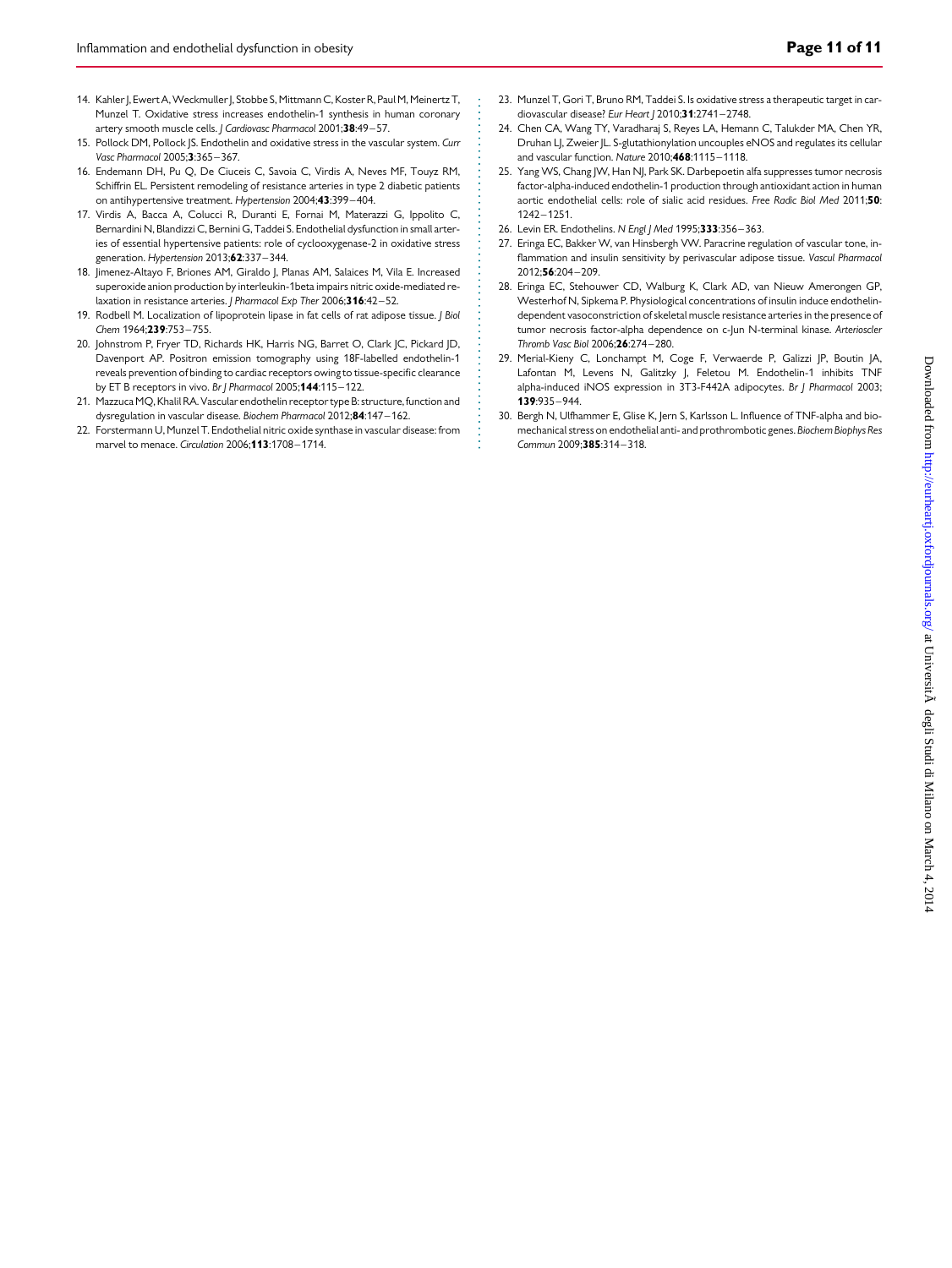14. Kahler J, Ewert A, Weckmuller J, Stobbe S, Mittmann C, Koster R, Paul M, Meinertz T, Munzel T. Oxidative stress increases endothelin-1 synthesis in human coronary artery smooth muscle cells. *J Cardiovasc Pharmacol* 2001;**38**:49–57.
15. Pollock DM, Pollock JS. Endothelin and oxidative stress in the vascular system. *Curr Vasc Pharmacol* 2005;**3**:365–367.
16. Endemann DH, Pu Q, De Ciuceis C, Savoia C, Virdis A, Neves MF, Touyz RM, Schiffrin EL. Persistent remodeling of resistance arteries in type 2 diabetic patients on antihypertensive treatment. *Hypertension* 2004;**43**:399–404.
17. Virdis A, Bacca A, Colucci R, Duranti E, Fornai M, Materazzi G, Ippolito C, Bernardini N, Blandizzi C, Bernini G, Taddei S. Endothelial dysfunction in small arteries of essential hypertensive patients: role of cyclooxygenase-2 in oxidative stress generation. *Hypertension* 2013;**62**:337–344.
18. Jimenez-Altayo F, Briones AM, Giraldo J, Planas AM, Salaices M, Vila E. Increased superoxide anion production by interleukin-1beta impairs nitric oxide-mediated relaxation in resistance arteries. *J Pharmacol Exp Ther* 2006;**316**:42–52.
19. Rodbell M. Localization of lipoprotein lipase in fat cells of rat adipose tissue. *J Biol Chem* 1964;**239**:753–755.
20. Johnstrom P, Fryer TD, Richards HK, Harris NG, Barret O, Clark JC, Pickard JD, Davenport AP. Positron emission tomography using 18F-labelled endothelin-1 reveals prevention of binding to cardiac receptors owing to tissue-specific clearance by ET B receptors in vivo. *Br J Pharmacol* 2005;**144**:115–122.
21. Mazzuca MQ, Khalil RA. Vascular endothelin receptor type B: structure, function and dysregulation in vascular disease. *Biochem Pharmacol* 2012;**84**:147–162.
22. Forstermann U, Munzel T. Endothelial nitric oxide synthase in vascular disease: from marvel to menace. *Circulation* 2006;**113**:1708–1714.
23. Munzel T, Gori T, Bruno RM, Taddei S. Is oxidative stress a therapeutic target in cardiovascular disease? *Eur Heart J* 2010;**31**:2741–2748.
24. Chen CA, Wang TY, Varadharaj S, Reyes LA, Hemann C, Talukder MA, Chen YR, Druhan LJ, Zweier JL. S-glutathionylation uncouples eNOS and regulates its cellular and vascular function. *Nature* 2010;**468**:1115–1118.
25. Yang WS, Chang JW, Han NJ, Park SK. Darbepoetin alfa suppresses tumor necrosis factor-alpha-induced endothelin-1 production through antioxidant action in human aortic endothelial cells: role of sialic acid residues. *Free Radic Biol Med* 2011;**50**: 1242–1251.
26. Levin ER. Endothelins. *N Engl J Med* 1995;**333**:356–363.
27. Eringa EC, Bakker W, van Hinsbergh VW. Paracrine regulation of vascular tone, inflammation and insulin sensitivity by perivascular adipose tissue. *Vascul Pharmacol* 2012;**56**:204–209.
28. Eringa EC, Stehouwer CD, Walburg K, Clark AD, van Nieuw Amerongen GP, Westerhof N, Sipkema P. Physiological concentrations of insulin induce endothelin-dependent vasoconstriction of skeletal muscle resistance arteries in the presence of tumor necrosis factor-alpha dependence on c-Jun N-terminal kinase. *Arterioscler Thromb Vasc Biol* 2006;**26**:274–280.
29. Merial-Kieny C, Lonchampt M, Coge F, Verwaerde P, Galizzi JP, Boutin JA, Lafontan M, Levens N, Galitzky J, Feletou M. Endothelin-1 inhibits TNF alpha-induced iNOS expression in 3T3-F442A adipocytes. *Br J Pharmacol* 2003; **139**:935–944.
30. Bergh N, Ulfhammer E, Glise K, Jern S, Karlsson L. Influence of TNF-alpha and biomechanical stress on endothelial anti- and prothrombotic genes. *Biochem Biophys Res Commun* 2009;**385**:314–318.